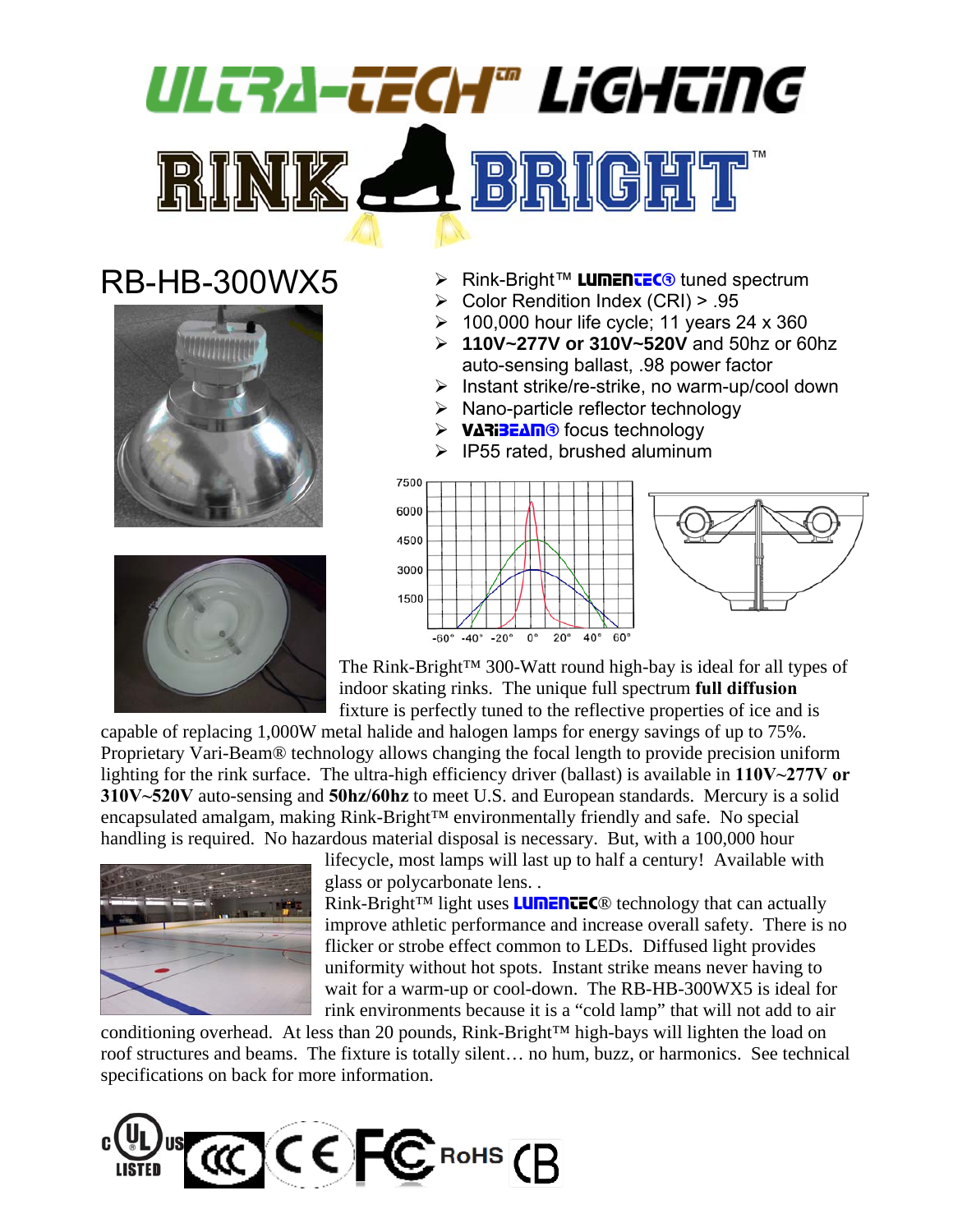# ULTRA-TECH™ LIGHTING

# RINK BRIGHT™

## RB-HB-300WX5

- Rink-Bright™ LUMENTEC® tuned spectrum
- Color Rendition Index (CRI) > .95
- 100,000 hour life cycle; 11 years 24 x 360
- **110V~277V or 310V~520V** and 50hz or 60hz auto-sensing ballast, .98 power factor
- Instant strike/re-strike, no warm-up/cool down
- Nano-particle reflector technology
- VARIBEAM® focus technology
- IP55 rated, brushed aluminum

7500
6000
4500
3000
1500
-60° -40° -20° 0° 20° 40° 60°

The Rink-Bright™ 300-Watt round high-bay is ideal for all types of indoor skating rinks. The unique full spectrum **full diffusion** fixture is perfectly tuned to the reflective properties of ice and is capable of replacing 1,000W metal halide and halogen lamps for energy savings of up to 75%. Proprietary Vari-Beam® technology allows changing the focal length to provide precision uniform lighting for the rink surface. The ultra-high efficiency driver (ballast) is available in **110V~277V or 310V~520V** auto-sensing and **50hz/60hz** to meet U.S. and European standards. Mercury is a solid encapsulated amalgam, making Rink-Bright™ environmentally friendly and safe. No special handling is required. No hazardous material disposal is necessary. But, with a 100,000 hour lifecycle, most lamps will last up to half a century! Available with glass or polycarbonate lens. .

Rink-Bright™ light uses LUMENTEC® technology that can actually improve athletic performance and increase overall safety. There is no flicker or strobe effect common to LEDs. Diffused light provides uniformity without hot spots. Instant strike means never having to wait for a warm-up or cool-down. The RB-HB-300WX5 is ideal for rink environments because it is a "cold lamp" that will not add to air conditioning overhead. At less than 20 pounds, Rink-Bright™ high-bays will lighten the load on roof structures and beams. The fixture is totally silent… no hum, buzz, or harmonics. See technical specifications on back for more information.

c UL us LISTED CCC CE FC RoHS CB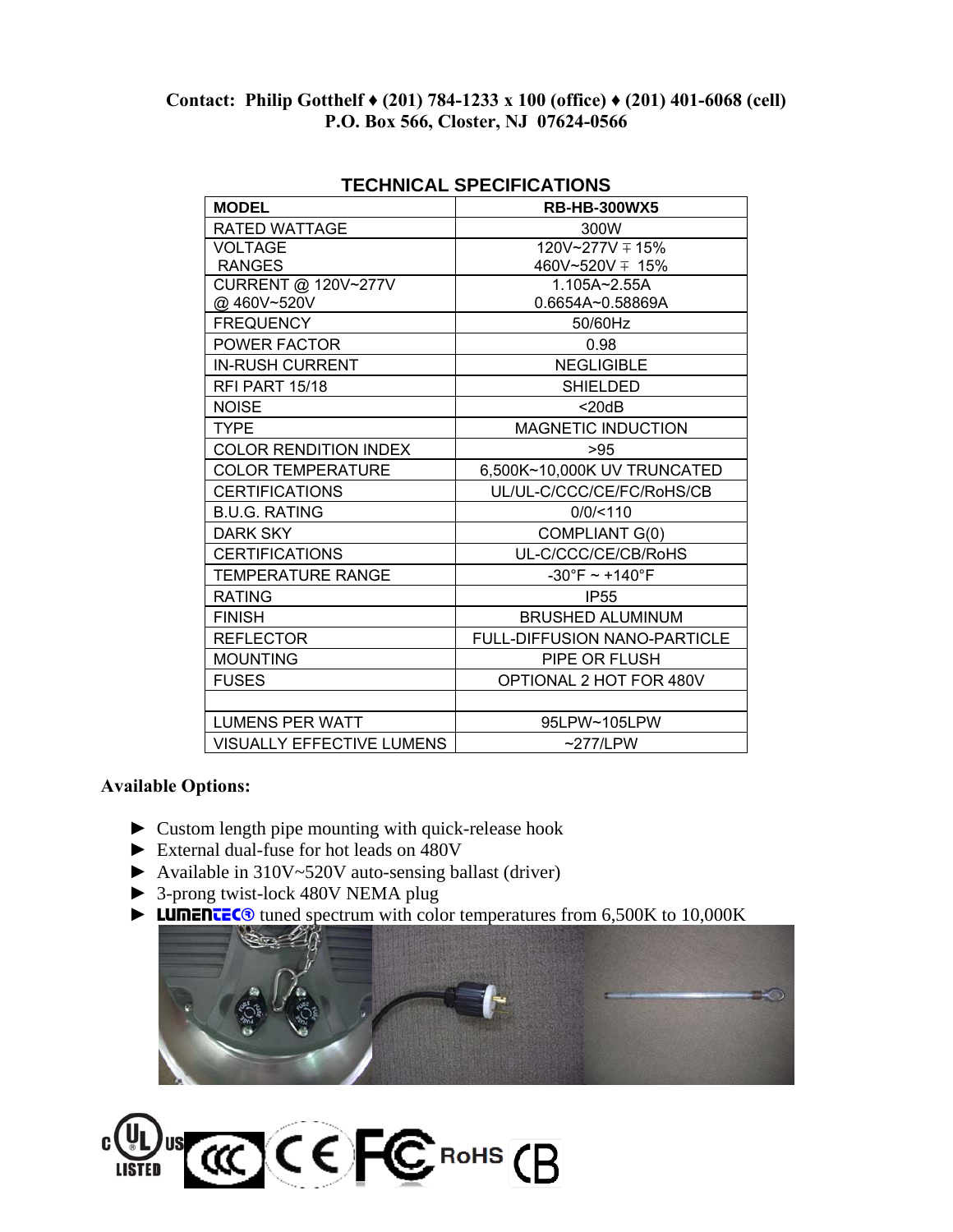**Contact: Philip Gotthelf ♦ (201) 784-1233 x 100 (office) ♦ (201) 401-6068 (cell)**
**P.O. Box 566, Closter, NJ 07624-0566**

## TECHNICAL SPECIFICATIONS

| MODEL | RB-HB-300WX5 |
|---|---|
| RATED WATTAGE | 300W |
| VOLTAGE RANGES | 120V~277V ∓ 15%<br>460V~520V ∓ 15% |
| CURRENT @ 120V~277V<br>@ 460V~520V | 1.105A~2.55A<br>0.6654A~0.58869A |
| FREQUENCY | 50/60Hz |
| POWER FACTOR | 0.98 |
| IN-RUSH CURRENT | NEGLIGIBLE |
| RFI PART 15/18 | SHIELDED |
| NOISE | <20dB |
| TYPE | MAGNETIC INDUCTION |
| COLOR RENDITION INDEX | >95 |
| COLOR TEMPERATURE | 6,500K~10,000K UV TRUNCATED |
| CERTIFICATIONS | UL/UL-C/CCC/CE/FC/RoHS/CB |
| B.U.G. RATING | 0/0/<110 |
| DARK SKY | COMPLIANT G(0) |
| CERTIFICATIONS | UL-C/CCC/CE/CB/RoHS |
| TEMPERATURE RANGE | -30°F ~ +140°F |
| RATING | IP55 |
| FINISH | BRUSHED ALUMINUM |
| REFLECTOR | FULL-DIFFUSION NANO-PARTICLE |
| MOUNTING | PIPE OR FLUSH |
| FUSES | OPTIONAL 2 HOT FOR 480V |
| | |
| LUMENS PER WATT | 95LPW~105LPW |
| VISUALLY EFFECTIVE LUMENS | ~277/LPW |

**Available Options:**

- ► Custom length pipe mounting with quick-release hook
- ► External dual-fuse for hot leads on 480V
- ► Available in 310V~520V auto-sensing ballast (driver)
- ► 3-prong twist-lock 480V NEMA plug
- ► LUMENTEC® tuned spectrum with color temperatures from 6,500K to 10,000K